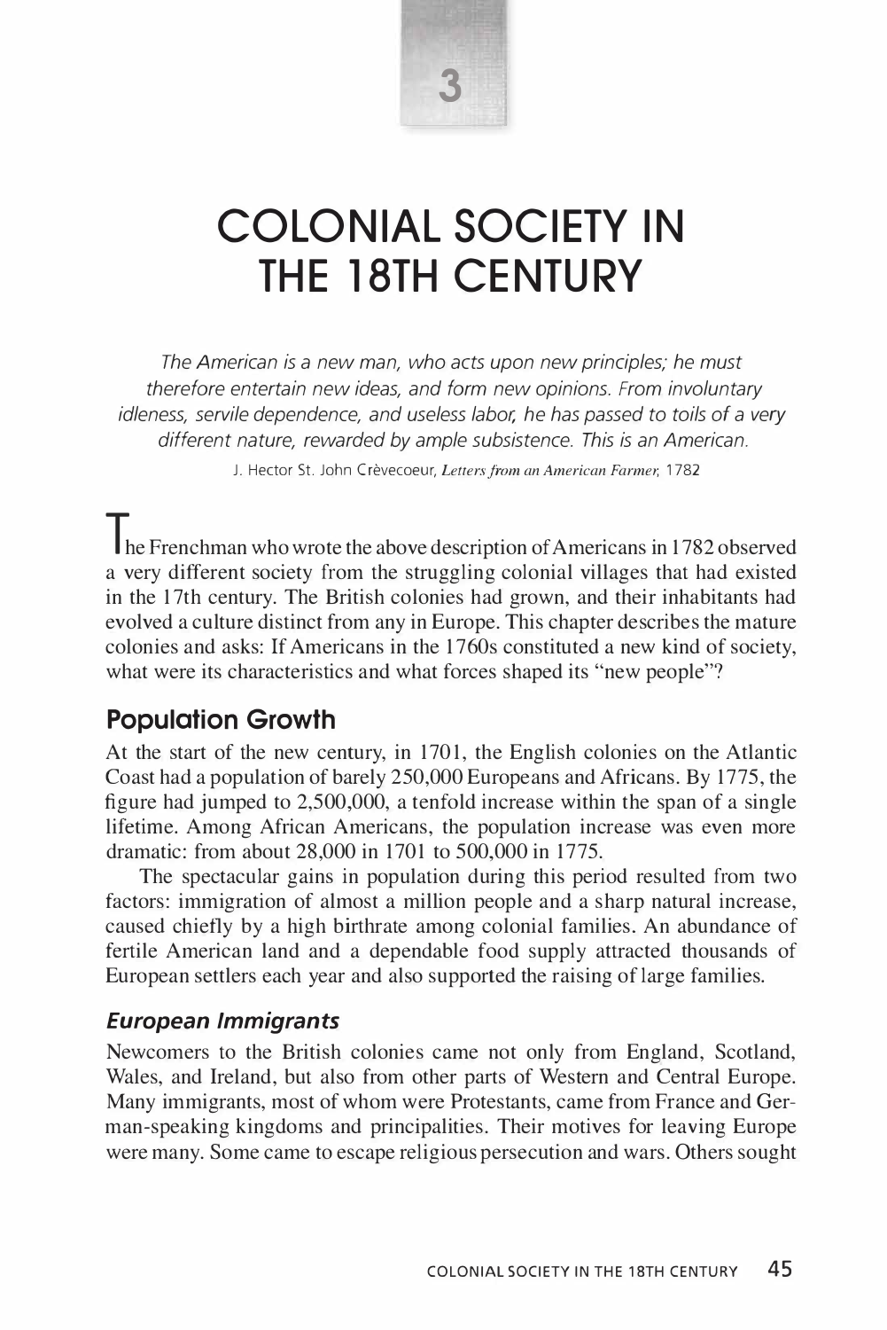# 3

# COLONIAL SOCIETY IN THE 18TH CENTURY

*The American is a new man, who acts upon new principles; he must therefore entertain new ideas, and form new opinions. From involuntary idleness, servile dependence, and useless labor, he has passed to toils of a very different nature, rewarded by ample subsistence. This is an American.*

J. Hector St. John Crèvecoeur, *Letters from an American Farmer,* 1782

The Frenchman who wrote the above description of Americans in 1782 observed a very different society from the struggling colonial villages that had existed in the 17th century. The British colonies had grown, and their inhabitants had evolved a culture distinct from any in Europe. This chapter describes the mature colonies and asks: If Americans in the 1760s constituted a new kind of society, what were its characteristics and what forces shaped its "new people"?

## Population Growth

At the start of the new century, in 1701, the English colonies on the Atlantic Coast had a population of barely 250,000 Europeans and Africans. By 1775, the figure had jumped to 2,500,000, a tenfold increase within the span of a single lifetime. Among African Americans, the population increase was even more dramatic: from about 28,000 in 1701 to 500,000 in 1775.

The spectacular gains in population during this period resulted from two factors: immigration of almost a million people and a sharp natural increase, caused chiefly by a high birthrate among colonial families. An abundance of fertile American land and a dependable food supply attracted thousands of European settlers each year and also supported the raising of large families.

### *European Immigrants*

Newcomers to the British colonies came not only from England, Scotland, Wales, and Ireland, but also from other parts of Western and Central Europe. Many immigrants, most of whom were Protestants, came from France and German-speaking kingdoms and principalities. Their motives for leaving Europe were many. Some came to escape religious persecution and wars. Others sought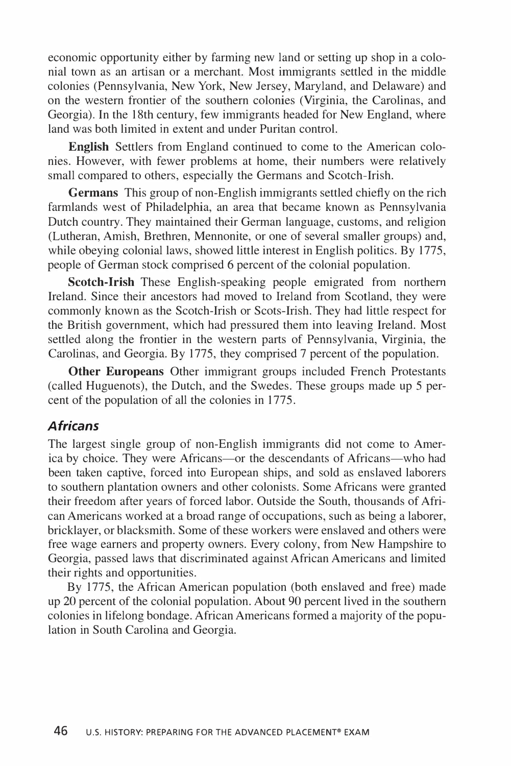economic opportunity either by farming new land or setting up shop in a colonial town as an artisan or a merchant. Most immigrants settled in the middle colonies (Pennsylvania, New York, New Jersey, Maryland, and Delaware) and on the western frontier of the southern colonies (Virginia, the Carolinas, and Georgia). In the 18th century, few immigrants headed for New England, where land was both limited in extent and under Puritan control.

**English** Settlers from England continued to come to the American colonies. However, with fewer problems at home, their numbers were relatively small compared to others, especially the Germans and Scotch-Irish.

**Germans** This group of non-English immigrants settled chiefly on the rich farmlands west of Philadelphia, an area that became known as Pennsylvania Dutch country. They maintained their German language, customs, and religion (Lutheran, Amish, Brethren, Mennonite, or one of several smaller groups) and, while obeying colonial laws, showed little interest in English politics. By 1775, people of German stock comprised 6 percent of the colonial population.

**Scotch-Irish** These English-speaking people emigrated from northern Ireland. Since their ancestors had moved to Ireland from Scotland, they were commonly known as the Scotch-Irish or Scots-Irish. They had little respect for the British government, which had pressured them into leaving Ireland. Most settled along the frontier in the western parts of Pennsylvania, Virginia, the Carolinas, and Georgia. By 1775, they comprised 7 percent of the population.

**Other Europeans** Other immigrant groups included French Protestants (called Huguenots), the Dutch, and the Swedes. These groups made up 5 percent of the population of all the colonies in 1775.

### *Africans*

The largest single group of non-English immigrants did not come to America by choice. They were Africans—or the descendants of Africans—who had been taken captive, forced into European ships, and sold as enslaved laborers to southern plantation owners and other colonists. Some Africans were granted their freedom after years of forced labor. Outside the South, thousands of African Americans worked at a broad range of occupations, such as being a laborer, bricklayer, or blacksmith. Some of these workers were enslaved and others were free wage earners and property owners. Every colony, from New Hampshire to Georgia, passed laws that discriminated against African Americans and limited their rights and opportunities.

By 1775, the African American population (both enslaved and free) made up 20 percent of the colonial population. About 90 percent lived in the southern colonies in lifelong bondage. African Americans formed a majority of the population in South Carolina and Georgia.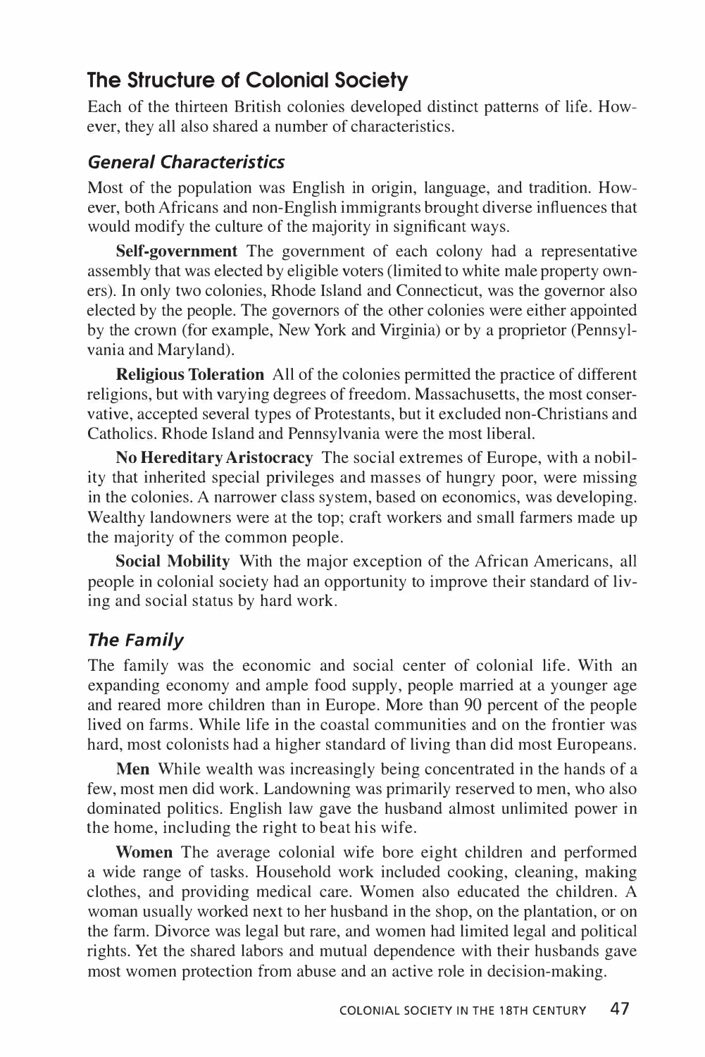## The Structure of Colonial Society

Each of the thirteen British colonies developed distinct patterns of life. However, they all also shared a number of characteristics.

### *General Characteristics*

Most of the population was English in origin, language, and tradition. However, both Africans and non-English immigrants brought diverse influences that would modify the culture of the majority in significant ways.

**Self-government** The government of each colony had a representative assembly that was elected by eligible voters (limited to white male property owners). In only two colonies, Rhode Island and Connecticut, was the governor also elected by the people. The governors of the other colonies were either appointed by the crown (for example, New York and Virginia) or by a proprietor (Pennsylvania and Maryland).

**Religious Toleration** All of the colonies permitted the practice of different religions, but with varying degrees of freedom. Massachusetts, the most conservative, accepted several types of Protestants, but it excluded non-Christians and Catholics. Rhode Island and Pennsylvania were the most liberal.

**No Hereditary Aristocracy** The social extremes of Europe, with a nobility that inherited special privileges and masses of hungry poor, were missing in the colonies. A narrower class system, based on economics, was developing. Wealthy landowners were at the top; craft workers and small farmers made up the majority of the common people.

**Social Mobility** With the major exception of the African Americans, all people in colonial society had an opportunity to improve their standard of living and social status by hard work.

### *The Family*

The family was the economic and social center of colonial life. With an expanding economy and ample food supply, people married at a younger age and reared more children than in Europe. More than 90 percent of the people lived on farms. While life in the coastal communities and on the frontier was hard, most colonists had a higher standard of living than did most Europeans.

**Men** While wealth was increasingly being concentrated in the hands of a few, most men did work. Landowning was primarily reserved to men, who also dominated politics. English law gave the husband almost unlimited power in the home, including the right to beat his wife.

**Women** The average colonial wife bore eight children and performed a wide range of tasks. Household work included cooking, cleaning, making clothes, and providing medical care. Women also educated the children. A woman usually worked next to her husband in the shop, on the plantation, or on the farm. Divorce was legal but rare, and women had limited legal and political rights. Yet the shared labors and mutual dependence with their husbands gave most women protection from abuse and an active role in decision-making.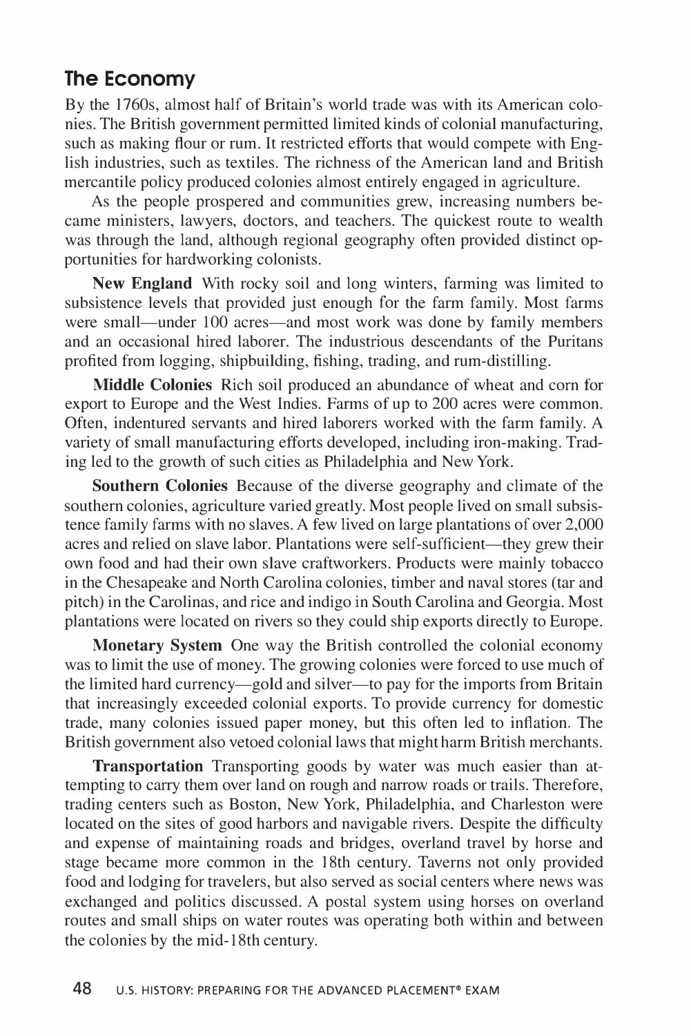## The Economy

By the 1760s, almost half of Britain's world trade was with its American colonies. The British government permitted limited kinds of colonial manufacturing, such as making flour or rum. It restricted efforts that would compete with English industries, such as textiles. The richness of the American land and British mercantile policy produced colonies almost entirely engaged in agriculture.

As the people prospered and communities grew, increasing numbers became ministers, lawyers, doctors, and teachers. The quickest route to wealth was through the land, although regional geography often provided distinct opportunities for hardworking colonists.

**New England** With rocky soil and long winters, farming was limited to subsistence levels that provided just enough for the farm family. Most farms were small—under 100 acres—and most work was done by family members and an occasional hired laborer. The industrious descendants of the Puritans profited from logging, shipbuilding, fishing, trading, and rum-distilling.

**Middle Colonies** Rich soil produced an abundance of wheat and corn for export to Europe and the West Indies. Farms of up to 200 acres were common. Often, indentured servants and hired laborers worked with the farm family. A variety of small manufacturing efforts developed, including iron-making. Trading led to the growth of such cities as Philadelphia and New York.

**Southern Colonies** Because of the diverse geography and climate of the southern colonies, agriculture varied greatly. Most people lived on small subsistence family farms with no slaves. A few lived on large plantations of over 2,000 acres and relied on slave labor. Plantations were self-sufficient—they grew their own food and had their own slave craftworkers. Products were mainly tobacco in the Chesapeake and North Carolina colonies, timber and naval stores (tar and pitch) in the Carolinas, and rice and indigo in South Carolina and Georgia. Most plantations were located on rivers so they could ship exports directly to Europe.

**Monetary System** One way the British controlled the colonial economy was to limit the use of money. The growing colonies were forced to use much of the limited hard currency—gold and silver—to pay for the imports from Britain that increasingly exceeded colonial exports. To provide currency for domestic trade, many colonies issued paper money, but this often led to inflation. The British government also vetoed colonial laws that might harm British merchants.

**Transportation** Transporting goods by water was much easier than attempting to carry them over land on rough and narrow roads or trails. Therefore, trading centers such as Boston, New York, Philadelphia, and Charleston were located on the sites of good harbors and navigable rivers. Despite the difficulty and expense of maintaining roads and bridges, overland travel by horse and stage became more common in the 18th century. Taverns not only provided food and lodging for travelers, but also served as social centers where news was exchanged and politics discussed. A postal system using horses on overland routes and small ships on water routes was operating both within and between the colonies by the mid-18th century.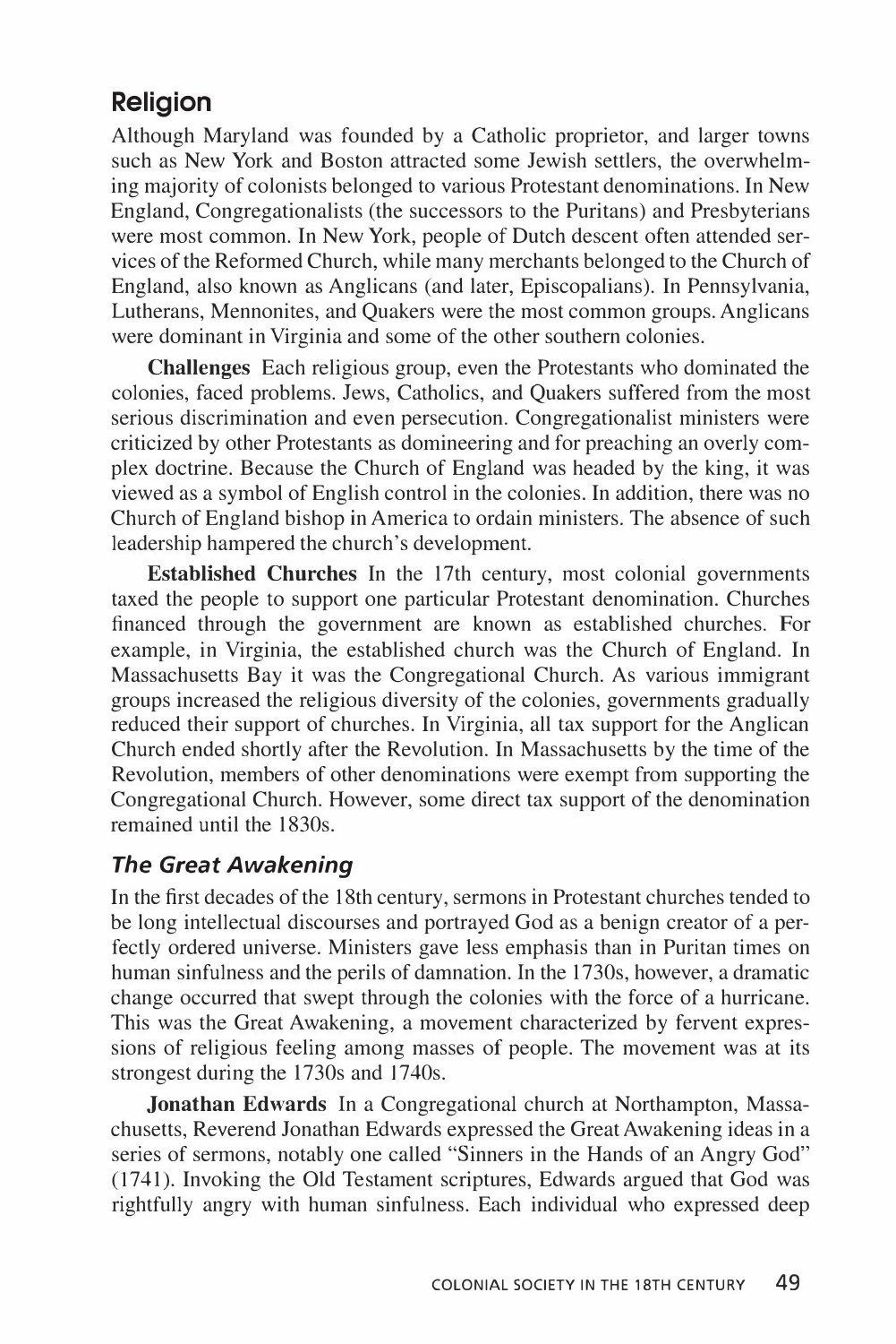## Religion

Although Maryland was founded by a Catholic proprietor, and larger towns such as New York and Boston attracted some Jewish settlers, the overwhelming majority of colonists belonged to various Protestant denominations. In New England, Congregationalists (the successors to the Puritans) and Presbyterians were most common. In New York, people of Dutch descent often attended services of the Reformed Church, while many merchants belonged to the Church of England, also known as Anglicans (and later, Episcopalians). In Pennsylvania, Lutherans, Mennonites, and Quakers were the most common groups. Anglicans were dominant in Virginia and some of the other southern colonies.

**Challenges** Each religious group, even the Protestants who dominated the colonies, faced problems. Jews, Catholics, and Quakers suffered from the most serious discrimination and even persecution. Congregationalist ministers were criticized by other Protestants as domineering and for preaching an overly complex doctrine. Because the Church of England was headed by the king, it was viewed as a symbol of English control in the colonies. In addition, there was no Church of England bishop in America to ordain ministers. The absence of such leadership hampered the church's development.

**Established Churches** In the 17th century, most colonial governments taxed the people to support one particular Protestant denomination. Churches financed through the government are known as established churches. For example, in Virginia, the established church was the Church of England. In Massachusetts Bay it was the Congregational Church. As various immigrant groups increased the religious diversity of the colonies, governments gradually reduced their support of churches. In Virginia, all tax support for the Anglican Church ended shortly after the Revolution. In Massachusetts by the time of the Revolution, members of other denominations were exempt from supporting the Congregational Church. However, some direct tax support of the denomination remained until the 1830s.

### *The Great Awakening*

In the first decades of the 18th century, sermons in Protestant churches tended to be long intellectual discourses and portrayed God as a benign creator of a perfectly ordered universe. Ministers gave less emphasis than in Puritan times on human sinfulness and the perils of damnation. In the 1730s, however, a dramatic change occurred that swept through the colonies with the force of a hurricane. This was the Great Awakening, a movement characterized by fervent expressions of religious feeling among masses of people. The movement was at its strongest during the 1730s and 1740s.

**Jonathan Edwards** In a Congregational church at Northampton, Massachusetts, Reverend Jonathan Edwards expressed the Great Awakening ideas in a series of sermons, notably one called "Sinners in the Hands of an Angry God" (1741). Invoking the Old Testament scriptures, Edwards argued that God was rightfully angry with human sinfulness. Each individual who expressed deep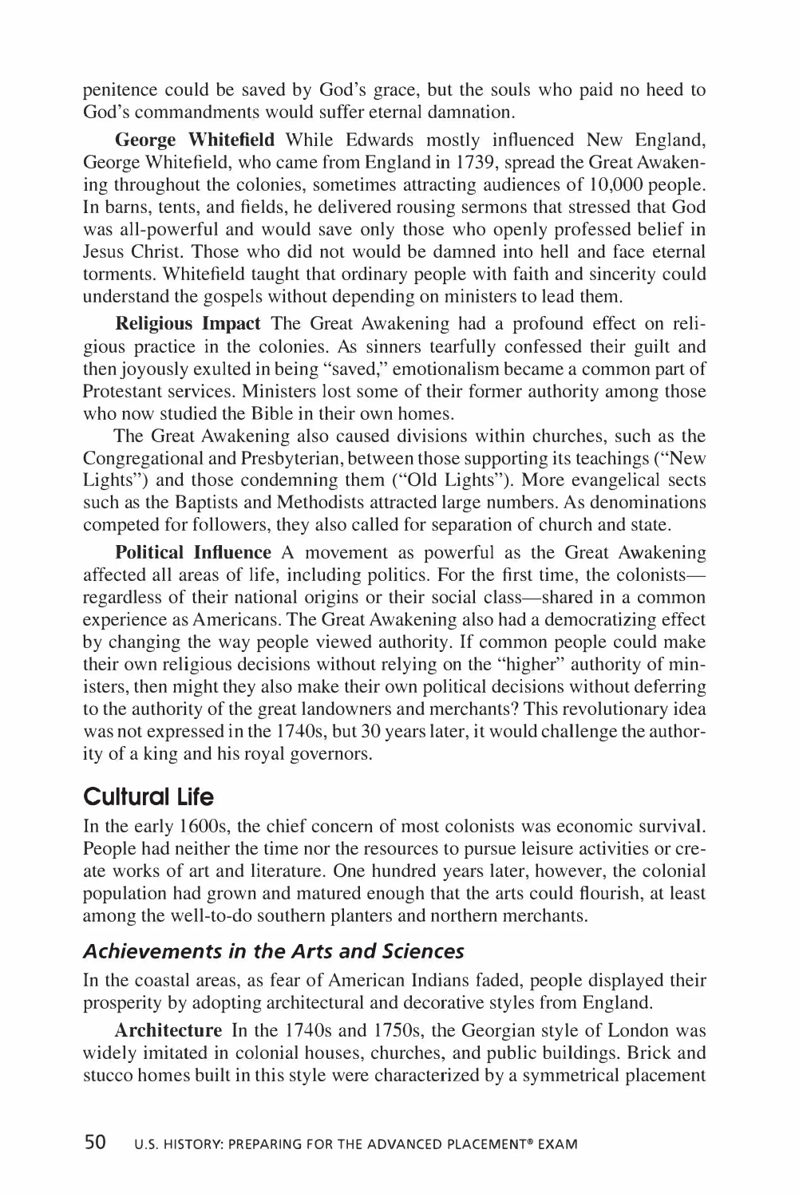penitence could be saved by God's grace, but the souls who paid no heed to God's commandments would suffer eternal damnation.

**George Whitefield** While Edwards mostly influenced New England, George Whitefield, who came from England in 1739, spread the Great Awakening throughout the colonies, sometimes attracting audiences of 10,000 people. In barns, tents, and fields, he delivered rousing sermons that stressed that God was all-powerful and would save only those who openly professed belief in Jesus Christ. Those who did not would be damned into hell and face eternal torments. Whitefield taught that ordinary people with faith and sincerity could understand the gospels without depending on ministers to lead them.

**Religious Impact** The Great Awakening had a profound effect on religious practice in the colonies. As sinners tearfully confessed their guilt and then joyously exulted in being "saved," emotionalism became a common part of Protestant services. Ministers lost some of their former authority among those who now studied the Bible in their own homes.

The Great Awakening also caused divisions within churches, such as the Congregational and Presbyterian, between those supporting its teachings ("New Lights") and those condemning them ("Old Lights"). More evangelical sects such as the Baptists and Methodists attracted large numbers. As denominations competed for followers, they also called for separation of church and state.

**Political Influence** A movement as powerful as the Great Awakening affected all areas of life, including politics. For the first time, the colonists—regardless of their national origins or their social class—shared in a common experience as Americans. The Great Awakening also had a democratizing effect by changing the way people viewed authority. If common people could make their own religious decisions without relying on the "higher" authority of ministers, then might they also make their own political decisions without deferring to the authority of the great landowners and merchants? This revolutionary idea was not expressed in the 1740s, but 30 years later, it would challenge the authority of a king and his royal governors.

## Cultural Life

In the early 1600s, the chief concern of most colonists was economic survival. People had neither the time nor the resources to pursue leisure activities or create works of art and literature. One hundred years later, however, the colonial population had grown and matured enough that the arts could flourish, at least among the well-to-do southern planters and northern merchants.

### *Achievements in the Arts and Sciences*

In the coastal areas, as fear of American Indians faded, people displayed their prosperity by adopting architectural and decorative styles from England.

**Architecture** In the 1740s and 1750s, the Georgian style of London was widely imitated in colonial houses, churches, and public buildings. Brick and stucco homes built in this style were characterized by a symmetrical placement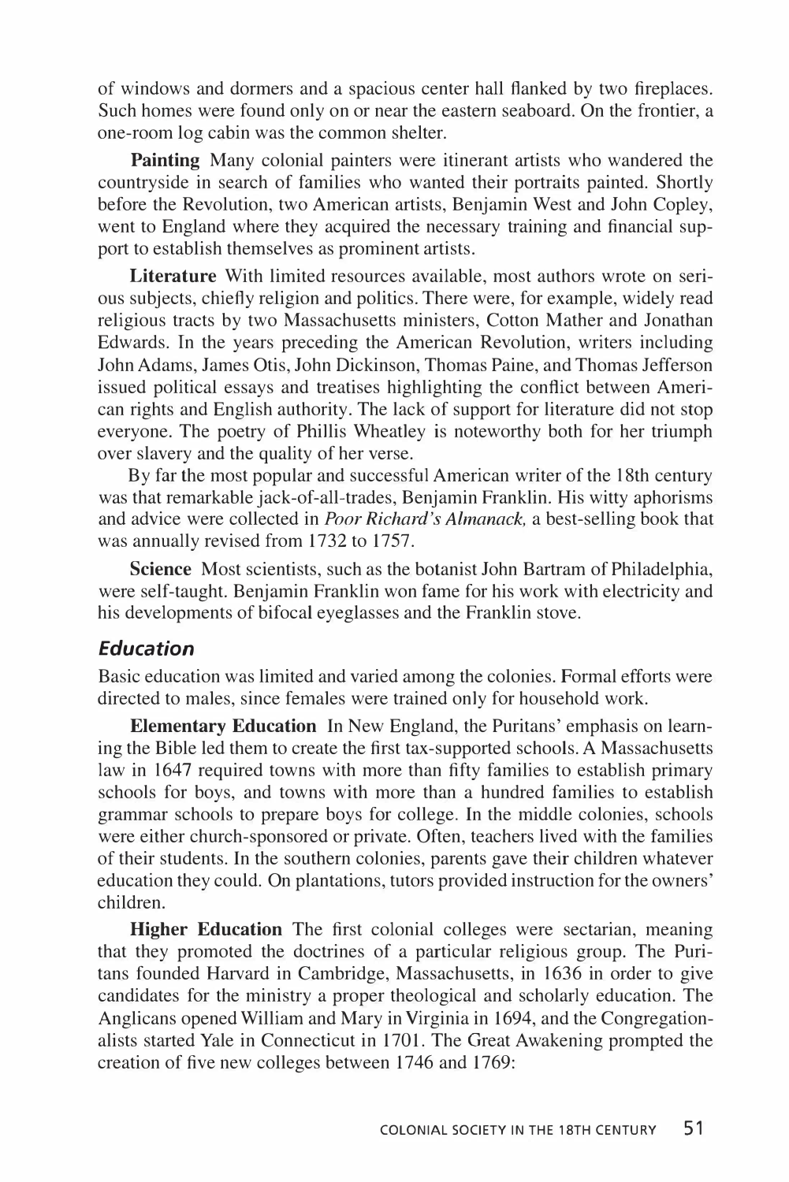of windows and dormers and a spacious center hall flanked by two fireplaces. Such homes were found only on or near the eastern seaboard. On the frontier, a one-room log cabin was the common shelter.

**Painting** Many colonial painters were itinerant artists who wandered the countryside in search of families who wanted their portraits painted. Shortly before the Revolution, two American artists, Benjamin West and John Copley, went to England where they acquired the necessary training and financial support to establish themselves as prominent artists.

**Literature** With limited resources available, most authors wrote on serious subjects, chiefly religion and politics. There were, for example, widely read religious tracts by two Massachusetts ministers, Cotton Mather and Jonathan Edwards. In the years preceding the American Revolution, writers including John Adams, James Otis, John Dickinson, Thomas Paine, and Thomas Jefferson issued political essays and treatises highlighting the conflict between American rights and English authority. The lack of support for literature did not stop everyone. The poetry of Phillis Wheatley is noteworthy both for her triumph over slavery and the quality of her verse.

By far the most popular and successful American writer of the 18th century was that remarkable jack-of-all-trades, Benjamin Franklin. His witty aphorisms and advice were collected in *Poor Richard's Almanack,* a best-selling book that was annually revised from 1732 to 1757.

**Science** Most scientists, such as the botanist John Bartram of Philadelphia, were self-taught. Benjamin Franklin won fame for his work with electricity and his developments of bifocal eyeglasses and the Franklin stove.

### *Education*

Basic education was limited and varied among the colonies. Formal efforts were directed to males, since females were trained only for household work.

**Elementary Education** In New England, the Puritans' emphasis on learning the Bible led them to create the first tax-supported schools. A Massachusetts law in 1647 required towns with more than fifty families to establish primary schools for boys, and towns with more than a hundred families to establish grammar schools to prepare boys for college. In the middle colonies, schools were either church-sponsored or private. Often, teachers lived with the families of their students. In the southern colonies, parents gave their children whatever education they could. On plantations, tutors provided instruction for the owners' children.

**Higher Education** The first colonial colleges were sectarian, meaning that they promoted the doctrines of a particular religious group. The Puritans founded Harvard in Cambridge, Massachusetts, in 1636 in order to give candidates for the ministry a proper theological and scholarly education. The Anglicans opened William and Mary in Virginia in 1694, and the Congregationalists started Yale in Connecticut in 1701. The Great Awakening prompted the creation of five new colleges between 1746 and 1769: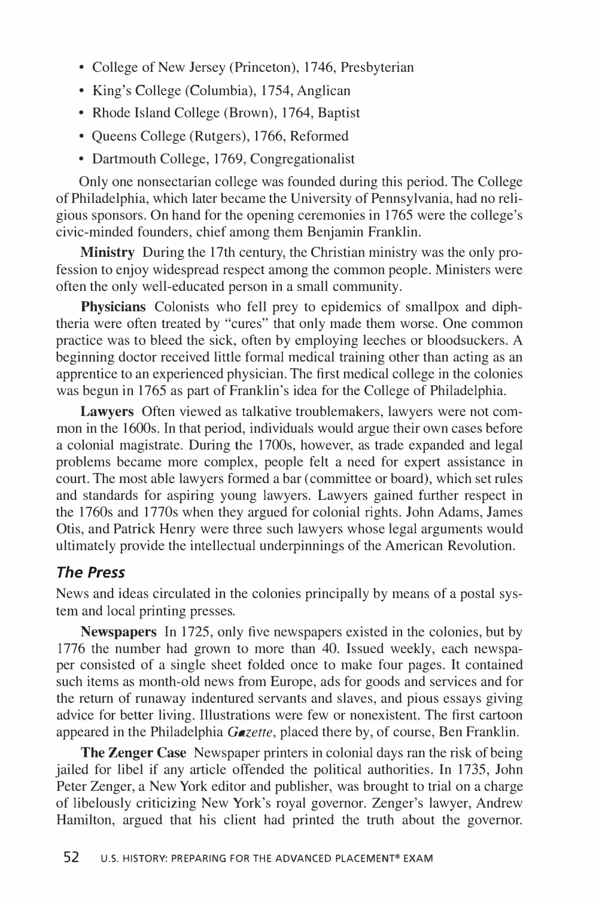- College of New Jersey (Princeton), 1746, Presbyterian
- King's College (Columbia), 1754, Anglican
- Rhode Island College (Brown), 1764, Baptist
- Queens College (Rutgers), 1766, Reformed
- Dartmouth College, 1769, Congregationalist

Only one nonsectarian college was founded during this period. The College of Philadelphia, which later became the University of Pennsylvania, had no religious sponsors. On hand for the opening ceremonies in 1765 were the college's civic-minded founders, chief among them Benjamin Franklin.

**Ministry** During the 17th century, the Christian ministry was the only profession to enjoy widespread respect among the common people. Ministers were often the only well-educated person in a small community.

**Physicians** Colonists who fell prey to epidemics of smallpox and diphtheria were often treated by "cures" that only made them worse. One common practice was to bleed the sick, often by employing leeches or bloodsuckers. A beginning doctor received little formal medical training other than acting as an apprentice to an experienced physician. The first medical college in the colonies was begun in 1765 as part of Franklin's idea for the College of Philadelphia.

**Lawyers** Often viewed as talkative troublemakers, lawyers were not common in the 1600s. In that period, individuals would argue their own cases before a colonial magistrate. During the 1700s, however, as trade expanded and legal problems became more complex, people felt a need for expert assistance in court. The most able lawyers formed a bar (committee or board), which set rules and standards for aspiring young lawyers. Lawyers gained further respect in the 1760s and 1770s when they argued for colonial rights. John Adams, James Otis, and Patrick Henry were three such lawyers whose legal arguments would ultimately provide the intellectual underpinnings of the American Revolution.

### *The Press*

News and ideas circulated in the colonies principally by means of a postal system and local printing presses.

**Newspapers** In 1725, only five newspapers existed in the colonies, but by 1776 the number had grown to more than 40. Issued weekly, each newspaper consisted of a single sheet folded once to make four pages. It contained such items as month-old news from Europe, ads for goods and services and for the return of runaway indentured servants and slaves, and pious essays giving advice for better living. Illustrations were few or nonexistent. The first cartoon appeared in the Philadelphia *Gazette*, placed there by, of course, Ben Franklin.

**The Zenger Case** Newspaper printers in colonial days ran the risk of being jailed for libel if any article offended the political authorities. In 1735, John Peter Zenger, a New York editor and publisher, was brought to trial on a charge of libelously criticizing New York's royal governor. Zenger's lawyer, Andrew Hamilton, argued that his client had printed the truth about the governor.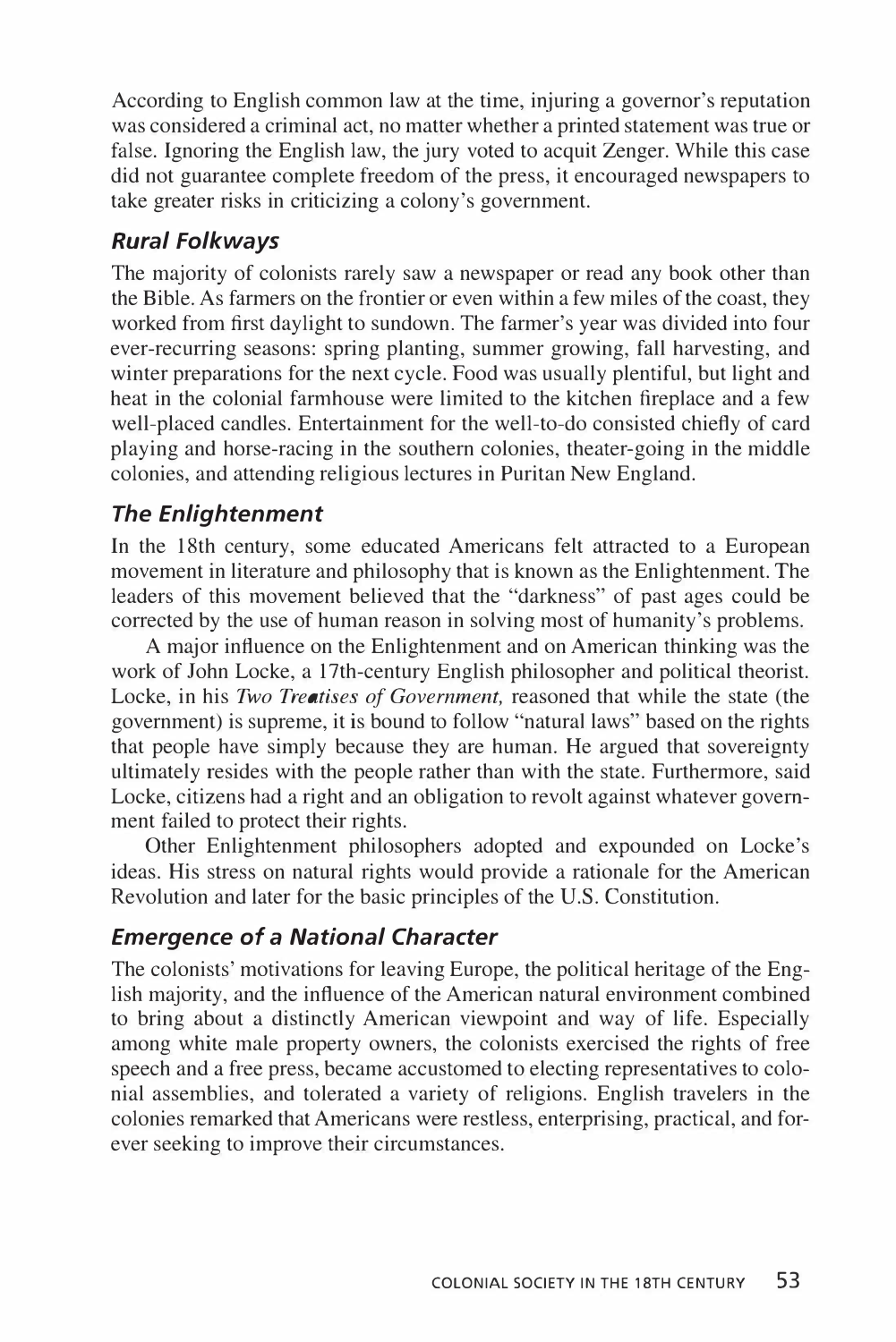According to English common law at the time, injuring a governor's reputation was considered a criminal act, no matter whether a printed statement was true or false. Ignoring the English law, the jury voted to acquit Zenger. While this case did not guarantee complete freedom of the press, it encouraged newspapers to take greater risks in criticizing a colony's government.

### *Rural Folkways*

The majority of colonists rarely saw a newspaper or read any book other than the Bible. As farmers on the frontier or even within a few miles of the coast, they worked from first daylight to sundown. The farmer's year was divided into four ever-recurring seasons: spring planting, summer growing, fall harvesting, and winter preparations for the next cycle. Food was usually plentiful, but light and heat in the colonial farmhouse were limited to the kitchen fireplace and a few well-placed candles. Entertainment for the well-to-do consisted chiefly of card playing and horse-racing in the southern colonies, theater-going in the middle colonies, and attending religious lectures in Puritan New England.

### *The Enlightenment*

In the 18th century, some educated Americans felt attracted to a European movement in literature and philosophy that is known as the Enlightenment. The leaders of this movement believed that the "darkness" of past ages could be corrected by the use of human reason in solving most of humanity's problems.

A major influence on the Enlightenment and on American thinking was the work of John Locke, a 17th-century English philosopher and political theorist. Locke, in his *Two Treatises of Government,* reasoned that while the state (the government) is supreme, it is bound to follow "natural laws" based on the rights that people have simply because they are human. He argued that sovereignty ultimately resides with the people rather than with the state. Furthermore, said Locke, citizens had a right and an obligation to revolt against whatever government failed to protect their rights.

Other Enlightenment philosophers adopted and expounded on Locke's ideas. His stress on natural rights would provide a rationale for the American Revolution and later for the basic principles of the U.S. Constitution.

### *Emergence of a National Character*

The colonists' motivations for leaving Europe, the political heritage of the English majority, and the influence of the American natural environment combined to bring about a distinctly American viewpoint and way of life. Especially among white male property owners, the colonists exercised the rights of free speech and a free press, became accustomed to electing representatives to colonial assemblies, and tolerated a variety of religions. English travelers in the colonies remarked that Americans were restless, enterprising, practical, and forever seeking to improve their circumstances.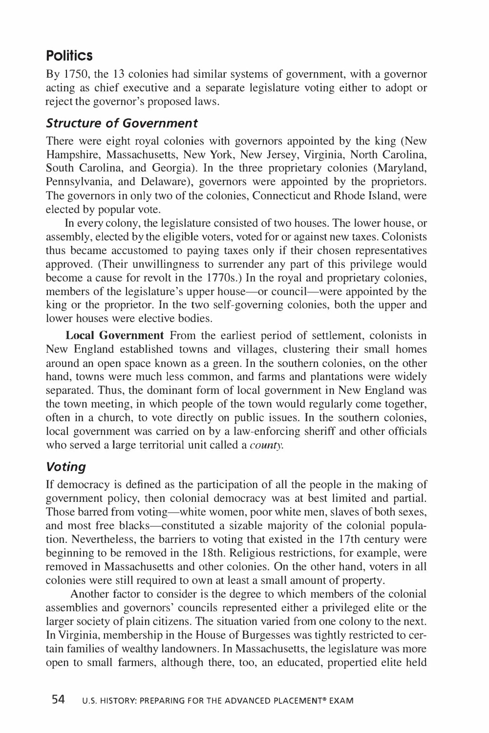## Politics

By 1750, the 13 colonies had similar systems of government, with a governor acting as chief executive and a separate legislature voting either to adopt or reject the governor's proposed laws.

### *Structure of Government*

There were eight royal colonies with governors appointed by the king (New Hampshire, Massachusetts, New York, New Jersey, Virginia, North Carolina, South Carolina, and Georgia). In the three proprietary colonies (Maryland, Pennsylvania, and Delaware), governors were appointed by the proprietors. The governors in only two of the colonies, Connecticut and Rhode Island, were elected by popular vote.

In every colony, the legislature consisted of two houses. The lower house, or assembly, elected by the eligible voters, voted for or against new taxes. Colonists thus became accustomed to paying taxes only if their chosen representatives approved. (Their unwillingness to surrender any part of this privilege would become a cause for revolt in the 1770s.) In the royal and proprietary colonies, members of the legislature's upper house—or council—were appointed by the king or the proprietor. In the two self-governing colonies, both the upper and lower houses were elective bodies.

**Local Government** From the earliest period of settlement, colonists in New England established towns and villages, clustering their small homes around an open space known as a green. In the southern colonies, on the other hand, towns were much less common, and farms and plantations were widely separated. Thus, the dominant form of local government in New England was the town meeting, in which people of the town would regularly come together, often in a church, to vote directly on public issues. In the southern colonies, local government was carried on by a law-enforcing sheriff and other officials who served a large territorial unit called a *county*.

### *Voting*

If democracy is defined as the participation of all the people in the making of government policy, then colonial democracy was at best limited and partial. Those barred from voting—white women, poor white men, slaves of both sexes, and most free blacks—constituted a sizable majority of the colonial population. Nevertheless, the barriers to voting that existed in the 17th century were beginning to be removed in the 18th. Religious restrictions, for example, were removed in Massachusetts and other colonies. On the other hand, voters in all colonies were still required to own at least a small amount of property.

Another factor to consider is the degree to which members of the colonial assemblies and governors' councils represented either a privileged elite or the larger society of plain citizens. The situation varied from one colony to the next. In Virginia, membership in the House of Burgesses was tightly restricted to certain families of wealthy landowners. In Massachusetts, the legislature was more open to small farmers, although there, too, an educated, propertied elite held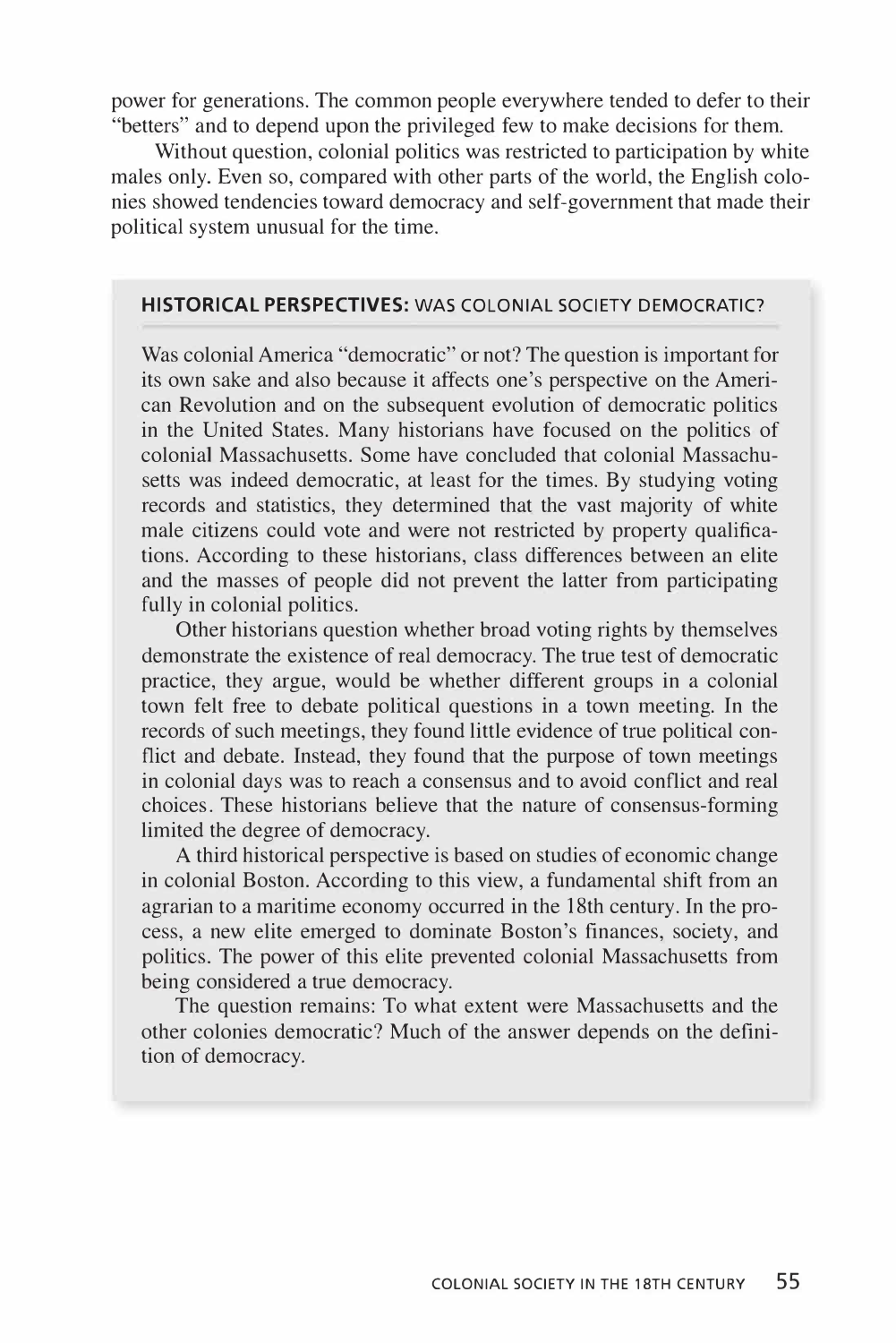power for generations. The common people everywhere tended to defer to their "betters" and to depend upon the privileged few to make decisions for them.

Without question, colonial politics was restricted to participation by white males only. Even so, compared with other parts of the world, the English colonies showed tendencies toward democracy and self-government that made their political system unusual for the time.

### HISTORICAL PERSPECTIVES: WAS COLONIAL SOCIETY DEMOCRATIC?

Was colonial America "democratic" or not? The question is important for its own sake and also because it affects one's perspective on the American Revolution and on the subsequent evolution of democratic politics in the United States. Many historians have focused on the politics of colonial Massachusetts. Some have concluded that colonial Massachusetts was indeed democratic, at least for the times. By studying voting records and statistics, they determined that the vast majority of white male citizens could vote and were not restricted by property qualifications. According to these historians, class differences between an elite and the masses of people did not prevent the latter from participating fully in colonial politics.

Other historians question whether broad voting rights by themselves demonstrate the existence of real democracy. The true test of democratic practice, they argue, would be whether different groups in a colonial town felt free to debate political questions in a town meeting. In the records of such meetings, they found little evidence of true political conflict and debate. Instead, they found that the purpose of town meetings in colonial days was to reach a consensus and to avoid conflict and real choices. These historians believe that the nature of consensus-forming limited the degree of democracy.

A third historical perspective is based on studies of economic change in colonial Boston. According to this view, a fundamental shift from an agrarian to a maritime economy occurred in the 18th century. In the process, a new elite emerged to dominate Boston's finances, society, and politics. The power of this elite prevented colonial Massachusetts from being considered a true democracy.

The question remains: To what extent were Massachusetts and the other colonies democratic? Much of the answer depends on the definition of democracy.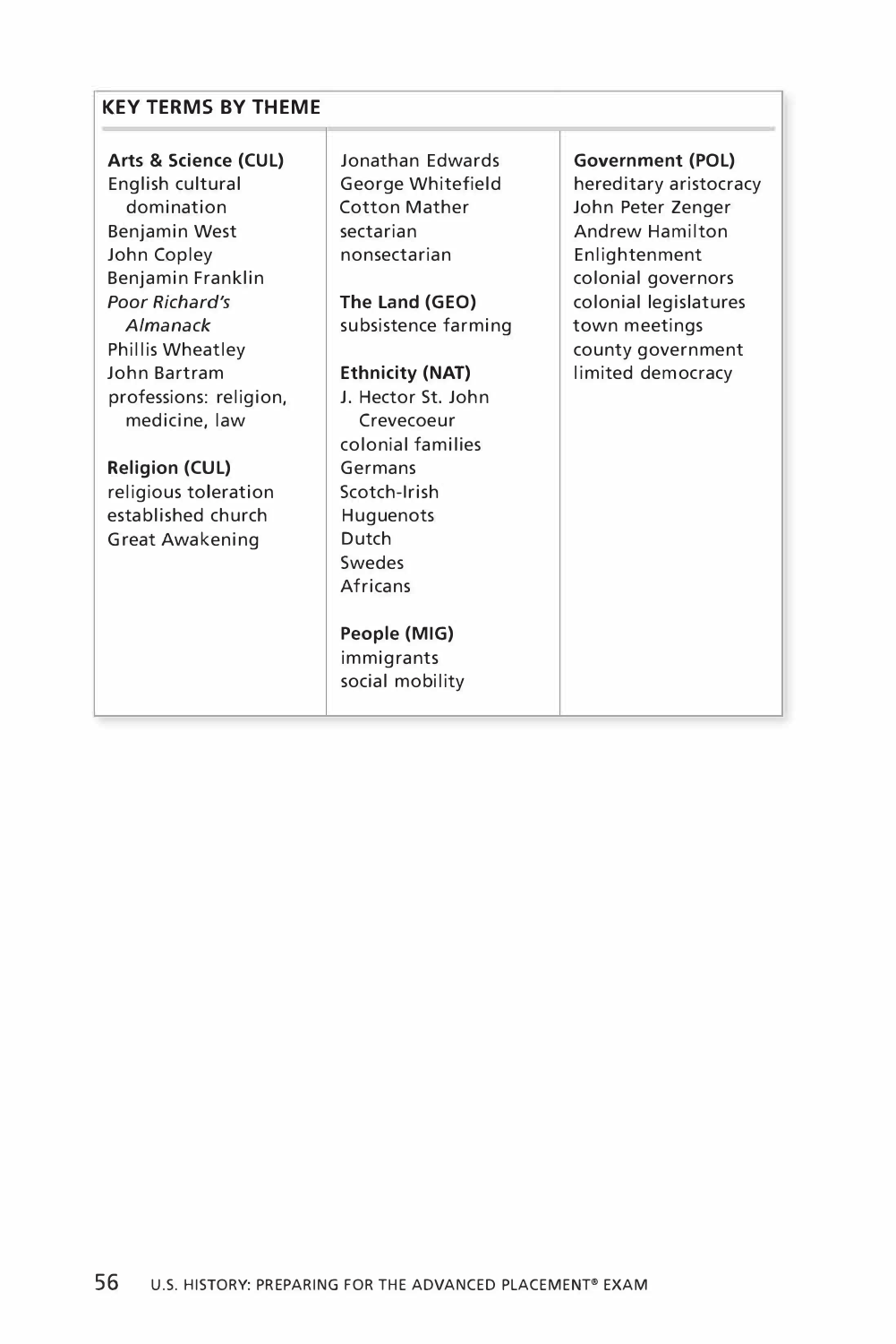## KEY TERMS BY THEME

**Arts & Science (CUL)**
English cultural domination
Benjamin West
John Copley
Benjamin Franklin
*Poor Richard's Almanack*
Phillis Wheatley
John Bartram
professions: religion, medicine, law

**Religion (CUL)**
religious toleration
established church
Great Awakening
Jonathan Edwards
George Whitefield
Cotton Mather
sectarian
nonsectarian

**The Land (GEO)**
subsistence farming

**Ethnicity (NAT)**
J. Hector St. John Crevecoeur
colonial families
Germans
Scotch-Irish
Huguenots
Dutch
Swedes
Africans

**People (MIG)**
immigrants
social mobility

**Government (POL)**
hereditary aristocracy
John Peter Zenger
Andrew Hamilton
Enlightenment
colonial governors
colonial legislatures
town meetings
county government
limited democracy